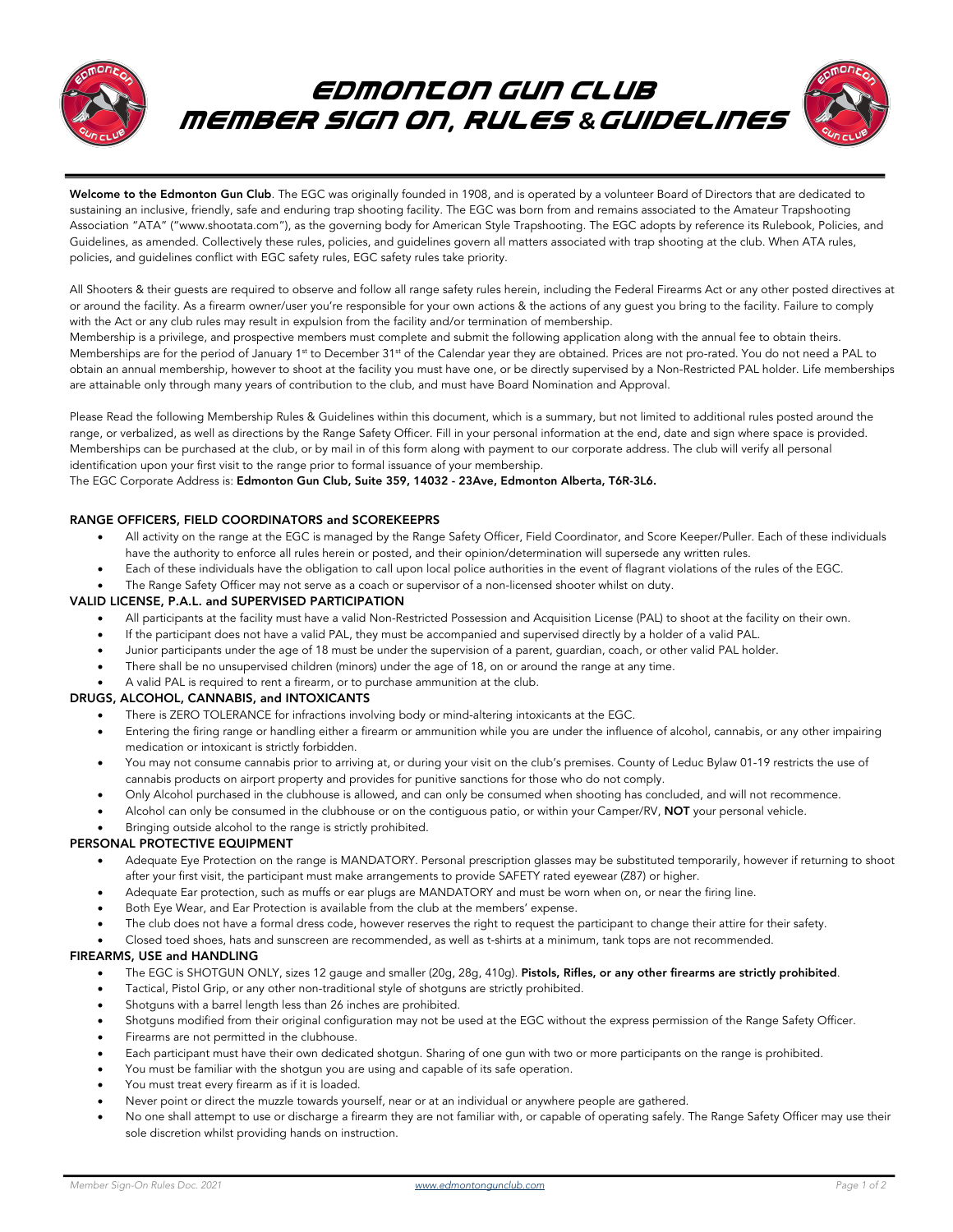# EDMONTON GUN CLUB
# MEMBER SIGN ON, RULES & GUIDELINES

**Welcome to the Edmonton Gun Club**. The EGC was originally founded in 1908, and is operated by a volunteer Board of Directors that are dedicated to sustaining an inclusive, friendly, safe and enduring trap shooting facility. The EGC was born from and remains associated to the Amateur Trapshooting Association "ATA" ("www.shootata.com"), as the governing body for American Style Trapshooting. The EGC adopts by reference its Rulebook, Policies, and Guidelines, as amended. Collectively these rules, policies, and guidelines govern all matters associated with trap shooting at the club. When ATA rules, policies, and guidelines conflict with EGC safety rules, EGC safety rules take priority.

All Shooters & their guests are required to observe and follow all range safety rules herein, including the Federal Firearms Act or any other posted directives at or around the facility. As a firearm owner/user you're responsible for your own actions & the actions of any guest you bring to the facility. Failure to comply with the Act or any club rules may result in expulsion from the facility and/or termination of membership.
Membership is a privilege, and prospective members must complete and submit the following application along with the annual fee to obtain theirs. Memberships are for the period of January 1st to December 31st of the Calendar year they are obtained. Prices are not pro-rated. You do not need a PAL to obtain an annual membership, however to shoot at the facility you must have one, or be directly supervised by a Non-Restricted PAL holder. Life memberships are attainable only through many years of contribution to the club, and must have Board Nomination and Approval.

Please Read the following Membership Rules & Guidelines within this document, which is a summary, but not limited to additional rules posted around the range, or verbalized, as well as directions by the Range Safety Officer. Fill in your personal information at the end, date and sign where space is provided. Memberships can be purchased at the club, or by mail in of this form along with payment to our corporate address. The club will verify all personal identification upon your first visit to the range prior to formal issuance of your membership.
The EGC Corporate Address is: **Edmonton Gun Club, Suite 359, 14032 - 23Ave, Edmonton Alberta, T6R-3L6.**

### RANGE OFFICERS, FIELD COORDINATORS and SCOREKEEPRS

- All activity on the range at the EGC is managed by the Range Safety Officer, Field Coordinator, and Score Keeper/Puller. Each of these individuals have the authority to enforce all rules herein or posted, and their opinion/determination will supersede any written rules.
- Each of these individuals have the obligation to call upon local police authorities in the event of flagrant violations of the rules of the EGC.
- The Range Safety Officer may not serve as a coach or supervisor of a non-licensed shooter whilst on duty.

### VALID LICENSE, P.A.L. and SUPERVISED PARTICIPATION

- All participants at the facility must have a valid Non-Restricted Possession and Acquisition License (PAL) to shoot at the facility on their own.
- If the participant does not have a valid PAL, they must be accompanied and supervised directly by a holder of a valid PAL.
- Junior participants under the age of 18 must be under the supervision of a parent, guardian, coach, or other valid PAL holder.
- There shall be no unsupervised children (minors) under the age of 18, on or around the range at any time.
- A valid PAL is required to rent a firearm, or to purchase ammunition at the club.

### DRUGS, ALCOHOL, CANNABIS, and INTOXICANTS

- There is ZERO TOLERANCE for infractions involving body or mind-altering intoxicants at the EGC.
- Entering the firing range or handling either a firearm or ammunition while you are under the influence of alcohol, cannabis, or any other impairing medication or intoxicant is strictly forbidden.
- You may not consume cannabis prior to arriving at, or during your visit on the club's premises. County of Leduc Bylaw 01-19 restricts the use of cannabis products on airport property and provides for punitive sanctions for those who do not comply.
- Only Alcohol purchased in the clubhouse is allowed, and can only be consumed when shooting has concluded, and will not recommence.
- Alcohol can only be consumed in the clubhouse or on the contiguous patio, or within your Camper/RV, **NOT** your personal vehicle.
- Bringing outside alcohol to the range is strictly prohibited.

### PERSONAL PROTECTIVE EQUIPMENT

- Adequate Eye Protection on the range is MANDATORY. Personal prescription glasses may be substituted temporarily, however if returning to shoot after your first visit, the participant must make arrangements to provide SAFETY rated eyewear (Z87) or higher.
- Adequate Ear protection, such as muffs or ear plugs are MANDATORY and must be worn when on, or near the firing line.
- Both Eye Wear, and Ear Protection is available from the club at the members' expense.
- The club does not have a formal dress code, however reserves the right to request the participant to change their attire for their safety.
- Closed toed shoes, hats and sunscreen are recommended, as well as t-shirts at a minimum, tank tops are not recommended.

### FIREARMS, USE and HANDLING

- The EGC is SHOTGUN ONLY, sizes 12 gauge and smaller (20g, 28g, 410g). **Pistols, Rifles, or any other firearms are strictly prohibited**.
- Tactical, Pistol Grip, or any other non-traditional style of shotguns are strictly prohibited.
- Shotguns with a barrel length less than 26 inches are prohibited.
- Shotguns modified from their original configuration may not be used at the EGC without the express permission of the Range Safety Officer.
- Firearms are not permitted in the clubhouse.
- Each participant must have their own dedicated shotgun. Sharing of one gun with two or more participants on the range is prohibited.
- You must be familiar with the shotgun you are using and capable of its safe operation.
- You must treat every firearm as if it is loaded.
- Never point or direct the muzzle towards yourself, near or at an individual or anywhere people are gathered.
- No one shall attempt to use or discharge a firearm they are not familiar with, or capable of operating safely. The Range Safety Officer may use their sole discretion whilst providing hands on instruction.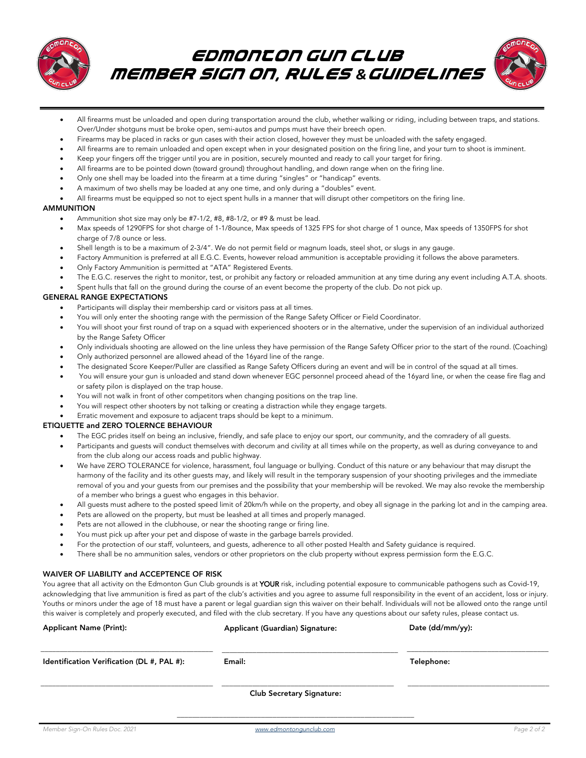# EDMONTON GUN CLUB MEMBER SIGN ON, RULES & GUIDELINES

- All firearms must be unloaded and open during transportation around the club, whether walking or riding, including between traps, and stations. Over/Under shotguns must be broke open, semi-autos and pumps must have their breech open.
- Firearms may be placed in racks or gun cases with their action closed, however they must be unloaded with the safety engaged.
- All firearms are to remain unloaded and open except when in your designated position on the firing line, and your turn to shoot is imminent.
- Keep your fingers off the trigger until you are in position, securely mounted and ready to call your target for firing.
- All firearms are to be pointed down (toward ground) throughout handling, and down range when on the firing line.
- Only one shell may be loaded into the firearm at a time during "singles" or "handicap" events.
- A maximum of two shells may be loaded at any one time, and only during a "doubles" event.
- All firearms must be equipped so not to eject spent hulls in a manner that will disrupt other competitors on the firing line.

## AMMUNITION

- Ammunition shot size may only be #7-1/2, #8, #8-1/2, or #9 & must be lead.
- Max speeds of 1290FPS for shot charge of 1-1/8ounce, Max speeds of 1325 FPS for shot charge of 1 ounce, Max speeds of 1350FPS for shot charge of 7/8 ounce or less.
- Shell length is to be a maximum of 2-3/4". We do not permit field or magnum loads, steel shot, or slugs in any gauge.
- Factory Ammunition is preferred at all E.G.C. Events, however reload ammunition is acceptable providing it follows the above parameters.
- Only Factory Ammunition is permitted at "ATA" Registered Events.
- The E.G.C. reserves the right to monitor, test, or prohibit any factory or reloaded ammunition at any time during any event including A.T.A. shoots.
- Spent hulls that fall on the ground during the course of an event become the property of the club. Do not pick up.

## GENERAL RANGE EXPECTATIONS

- Participants will display their membership card or visitors pass at all times.
- You will only enter the shooting range with the permission of the Range Safety Officer or Field Coordinator.
- You will shoot your first round of trap on a squad with experienced shooters or in the alternative, under the supervision of an individual authorized by the Range Safety Officer
- Only individuals shooting are allowed on the line unless they have permission of the Range Safety Officer prior to the start of the round. (Coaching)
- Only authorized personnel are allowed ahead of the 16yard line of the range.
- The designated Score Keeper/Puller are classified as Range Safety Officers during an event and will be in control of the squad at all times.
- You will ensure your gun is unloaded and stand down whenever EGC personnel proceed ahead of the 16yard line, or when the cease fire flag and or safety pilon is displayed on the trap house.
- You will not walk in front of other competitors when changing positions on the trap line.
- You will respect other shooters by not talking or creating a distraction while they engage targets.
- Erratic movement and exposure to adjacent traps should be kept to a minimum.

## ETIQUETTE and ZERO TOLERNCE BEHAVIOUR

- The EGC prides itself on being an inclusive, friendly, and safe place to enjoy our sport, our community, and the comradery of all guests.
- Participants and guests will conduct themselves with decorum and civility at all times while on the property, as well as during conveyance to and from the club along our access roads and public highway.
- We have ZERO TOLERANCE for violence, harassment, foul language or bullying. Conduct of this nature or any behaviour that may disrupt the harmony of the facility and its other guests may, and likely will result in the temporary suspension of your shooting privileges and the immediate removal of you and your guests from our premises and the possibility that your membership will be revoked. We may also revoke the membership of a member who brings a guest who engages in this behavior.
- All guests must adhere to the posted speed limit of 20km/h while on the property, and obey all signage in the parking lot and in the camping area.
- Pets are allowed on the property, but must be leashed at all times and properly managed.
- Pets are not allowed in the clubhouse, or near the shooting range or firing line.
- You must pick up after your pet and dispose of waste in the garbage barrels provided.
- For the protection of our staff, volunteers, and guests, adherence to all other posted Health and Safety guidance is required.
- There shall be no ammunition sales, vendors or other proprietors on the club property without express permission form the E.G.C.

## WAIVER OF LIABILITY and ACCEPTENCE OF RISK

You agree that all activity on the Edmonton Gun Club grounds is at **YOUR** risk, including potential exposure to communicable pathogens such as Covid-19, acknowledging that live ammunition is fired as part of the club's activities and you agree to assume full responsibility in the event of an accident, loss or injury. Youths or minors under the age of 18 must have a parent or legal guardian sign this waiver on their behalf. Individuals will not be allowed onto the range until this waiver is completely and properly executed, and filed with the club secretary. If you have any questions about our safety rules, please contact us.

**Applicant Name (Print):** ______________________ **Applicant (Guardian) Signature:** ______________________ **Date (dd/mm/yy):** ______________________

**Identification Verification (DL #, PAL #):** ______________________ **Email:** ______________________ **Telephone:** ______________________

**Club Secretary Signature:** ______________________

*Member Sign-On Rules Doc. 2021* www.edmontongunclub.com